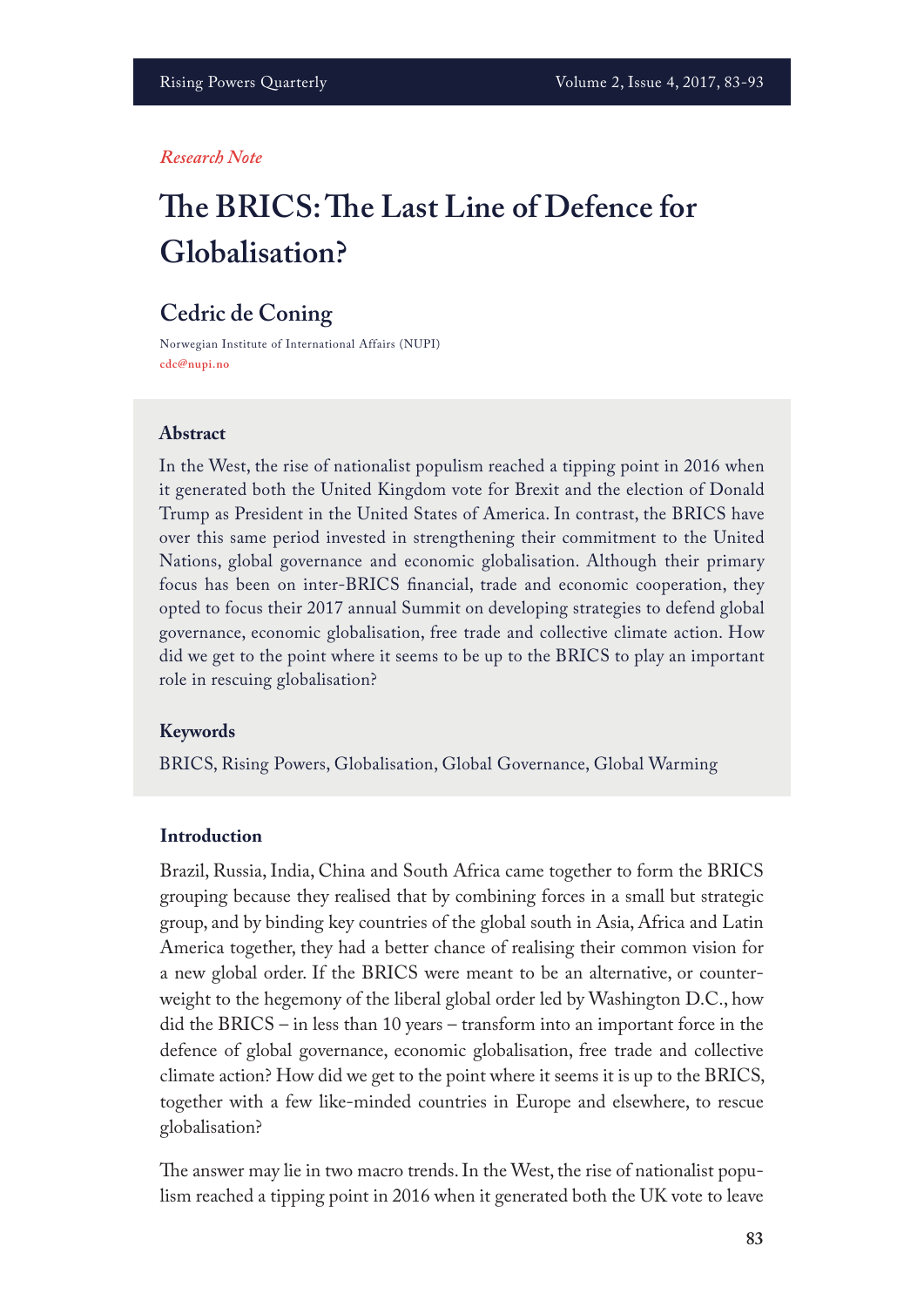*Research Note*

# The BRICS: The Last Line of Defence for Globalisation?

## Cedric de Coning

Norwegian Institute of International Affairs (NUPI)
cdc@nupi.no

### Abstract

In the West, the rise of nationalist populism reached a tipping point in 2016 when it generated both the United Kingdom vote for Brexit and the election of Donald Trump as President in the United States of America. In contrast, the BRICS have over this same period invested in strengthening their commitment to the United Nations, global governance and economic globalisation. Although their primary focus has been on inter-BRICS financial, trade and economic cooperation, they opted to focus their 2017 annual Summit on developing strategies to defend global governance, economic globalisation, free trade and collective climate action. How did we get to the point where it seems to be up to the BRICS to play an important role in rescuing globalisation?

### Keywords

BRICS, Rising Powers, Globalisation, Global Governance, Global Warming

### Introduction

Brazil, Russia, India, China and South Africa came together to form the BRICS grouping because they realised that by combining forces in a small but strategic group, and by binding key countries of the global south in Asia, Africa and Latin America together, they had a better chance of realising their common vision for a new global order. If the BRICS were meant to be an alternative, or counterweight to the hegemony of the liberal global order led by Washington D.C., how did the BRICS – in less than 10 years – transform into an important force in the defence of global governance, economic globalisation, free trade and collective climate action? How did we get to the point where it seems it is up to the BRICS, together with a few like-minded countries in Europe and elsewhere, to rescue globalisation?

The answer may lie in two macro trends. In the West, the rise of nationalist populism reached a tipping point in 2016 when it generated both the UK vote to leave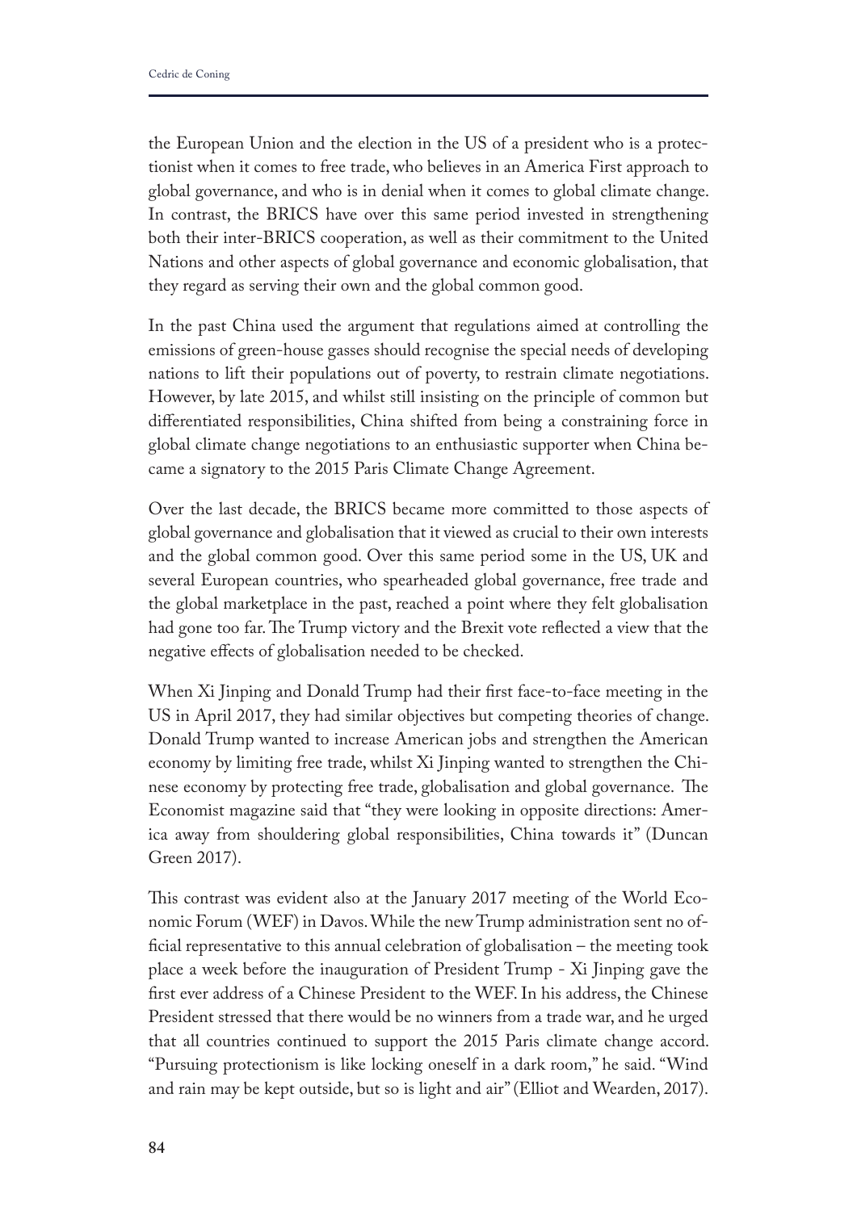the European Union and the election in the US of a president who is a protectionist when it comes to free trade, who believes in an America First approach to global governance, and who is in denial when it comes to global climate change. In contrast, the BRICS have over this same period invested in strengthening both their inter-BRICS cooperation, as well as their commitment to the United Nations and other aspects of global governance and economic globalisation, that they regard as serving their own and the global common good.

In the past China used the argument that regulations aimed at controlling the emissions of green-house gasses should recognise the special needs of developing nations to lift their populations out of poverty, to restrain climate negotiations. However, by late 2015, and whilst still insisting on the principle of common but differentiated responsibilities, China shifted from being a constraining force in global climate change negotiations to an enthusiastic supporter when China became a signatory to the 2015 Paris Climate Change Agreement.

Over the last decade, the BRICS became more committed to those aspects of global governance and globalisation that it viewed as crucial to their own interests and the global common good. Over this same period some in the US, UK and several European countries, who spearheaded global governance, free trade and the global marketplace in the past, reached a point where they felt globalisation had gone too far. The Trump victory and the Brexit vote reflected a view that the negative effects of globalisation needed to be checked.

When Xi Jinping and Donald Trump had their first face-to-face meeting in the US in April 2017, they had similar objectives but competing theories of change. Donald Trump wanted to increase American jobs and strengthen the American economy by limiting free trade, whilst Xi Jinping wanted to strengthen the Chinese economy by protecting free trade, globalisation and global governance. The Economist magazine said that "they were looking in opposite directions: America away from shouldering global responsibilities, China towards it" (Duncan Green 2017).

This contrast was evident also at the January 2017 meeting of the World Economic Forum (WEF) in Davos. While the new Trump administration sent no official representative to this annual celebration of globalisation – the meeting took place a week before the inauguration of President Trump - Xi Jinping gave the first ever address of a Chinese President to the WEF. In his address, the Chinese President stressed that there would be no winners from a trade war, and he urged that all countries continued to support the 2015 Paris climate change accord. "Pursuing protectionism is like locking oneself in a dark room," he said. "Wind and rain may be kept outside, but so is light and air" (Elliot and Wearden, 2017).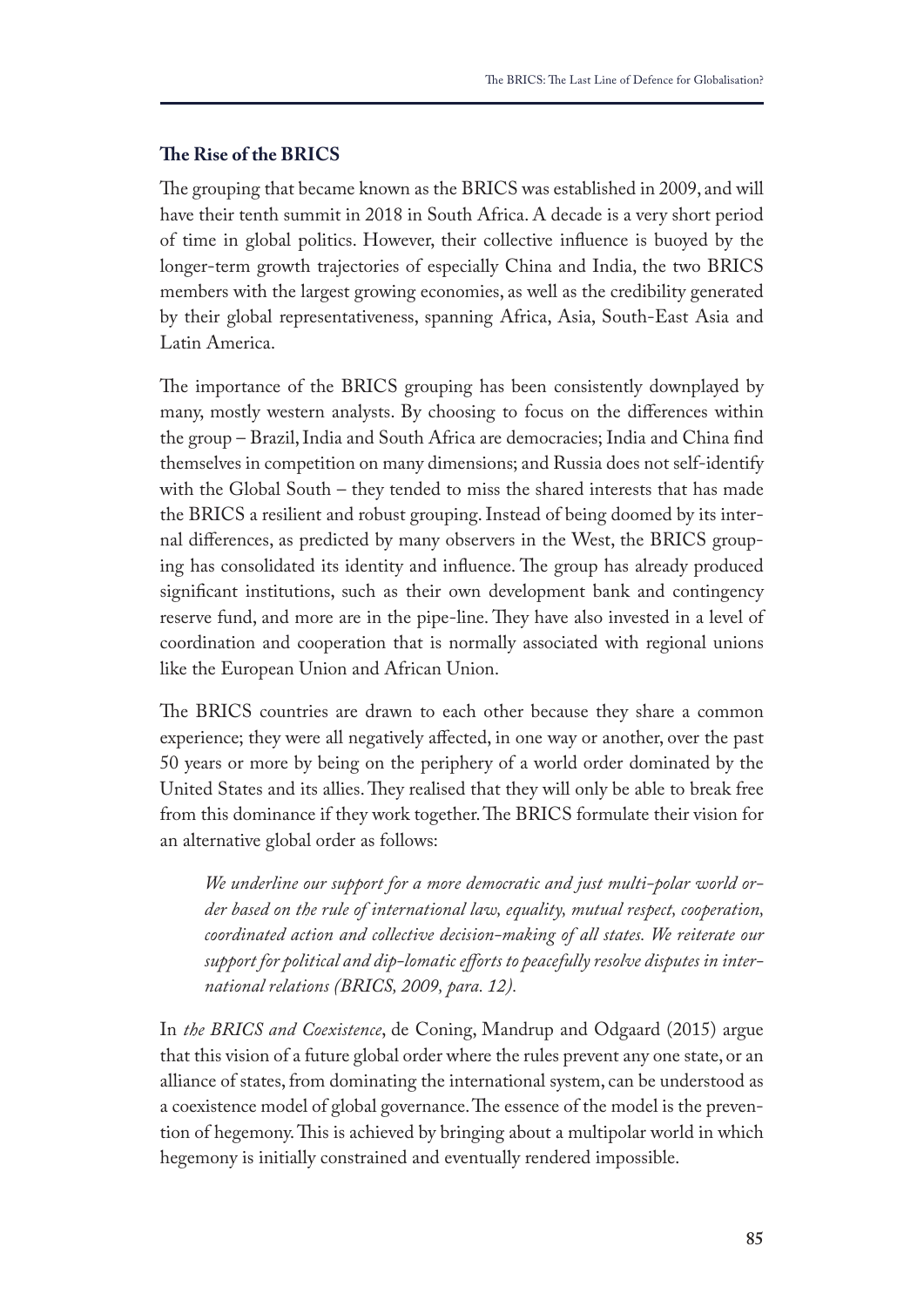## The Rise of the BRICS

The grouping that became known as the BRICS was established in 2009, and will have their tenth summit in 2018 in South Africa. A decade is a very short period of time in global politics. However, their collective influence is buoyed by the longer-term growth trajectories of especially China and India, the two BRICS members with the largest growing economies, as well as the credibility generated by their global representativeness, spanning Africa, Asia, South-East Asia and Latin America.

The importance of the BRICS grouping has been consistently downplayed by many, mostly western analysts. By choosing to focus on the differences within the group – Brazil, India and South Africa are democracies; India and China find themselves in competition on many dimensions; and Russia does not self-identify with the Global South – they tended to miss the shared interests that has made the BRICS a resilient and robust grouping. Instead of being doomed by its internal differences, as predicted by many observers in the West, the BRICS grouping has consolidated its identity and influence. The group has already produced significant institutions, such as their own development bank and contingency reserve fund, and more are in the pipe-line. They have also invested in a level of coordination and cooperation that is normally associated with regional unions like the European Union and African Union.

The BRICS countries are drawn to each other because they share a common experience; they were all negatively affected, in one way or another, over the past 50 years or more by being on the periphery of a world order dominated by the United States and its allies. They realised that they will only be able to break free from this dominance if they work together. The BRICS formulate their vision for an alternative global order as follows:

> *We underline our support for a more democratic and just multi-polar world order based on the rule of international law, equality, mutual respect, cooperation, coordinated action and collective decision-making of all states. We reiterate our support for political and dip-lomatic efforts to peacefully resolve disputes in international relations (BRICS, 2009, para. 12).*

In *the BRICS and Coexistence*, de Coning, Mandrup and Odgaard (2015) argue that this vision of a future global order where the rules prevent any one state, or an alliance of states, from dominating the international system, can be understood as a coexistence model of global governance. The essence of the model is the prevention of hegemony. This is achieved by bringing about a multipolar world in which hegemony is initially constrained and eventually rendered impossible.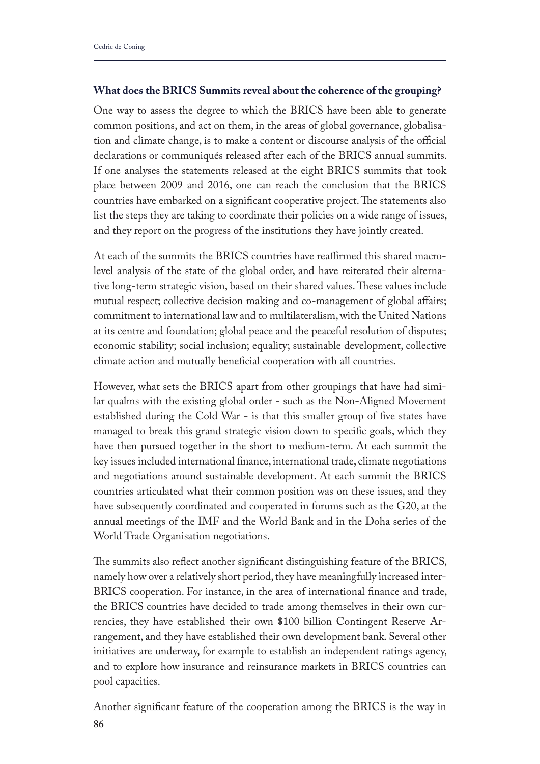**What does the BRICS Summits reveal about the coherence of the grouping?**

One way to assess the degree to which the BRICS have been able to generate common positions, and act on them, in the areas of global governance, globalisation and climate change, is to make a content or discourse analysis of the official declarations or communiqués released after each of the BRICS annual summits. If one analyses the statements released at the eight BRICS summits that took place between 2009 and 2016, one can reach the conclusion that the BRICS countries have embarked on a significant cooperative project. The statements also list the steps they are taking to coordinate their policies on a wide range of issues, and they report on the progress of the institutions they have jointly created.

At each of the summits the BRICS countries have reaffirmed this shared macro-level analysis of the state of the global order, and have reiterated their alternative long-term strategic vision, based on their shared values. These values include mutual respect; collective decision making and co-management of global affairs; commitment to international law and to multilateralism, with the United Nations at its centre and foundation; global peace and the peaceful resolution of disputes; economic stability; social inclusion; equality; sustainable development, collective climate action and mutually beneficial cooperation with all countries.

However, what sets the BRICS apart from other groupings that have had similar qualms with the existing global order - such as the Non-Aligned Movement established during the Cold War - is that this smaller group of five states have managed to break this grand strategic vision down to specific goals, which they have then pursued together in the short to medium-term. At each summit the key issues included international finance, international trade, climate negotiations and negotiations around sustainable development. At each summit the BRICS countries articulated what their common position was on these issues, and they have subsequently coordinated and cooperated in forums such as the G20, at the annual meetings of the IMF and the World Bank and in the Doha series of the World Trade Organisation negotiations.

The summits also reflect another significant distinguishing feature of the BRICS, namely how over a relatively short period, they have meaningfully increased inter-BRICS cooperation. For instance, in the area of international finance and trade, the BRICS countries have decided to trade among themselves in their own currencies, they have established their own \$100 billion Contingent Reserve Arrangement, and they have established their own development bank. Several other initiatives are underway, for example to establish an independent ratings agency, and to explore how insurance and reinsurance markets in BRICS countries can pool capacities.

Another significant feature of the cooperation among the BRICS is the way in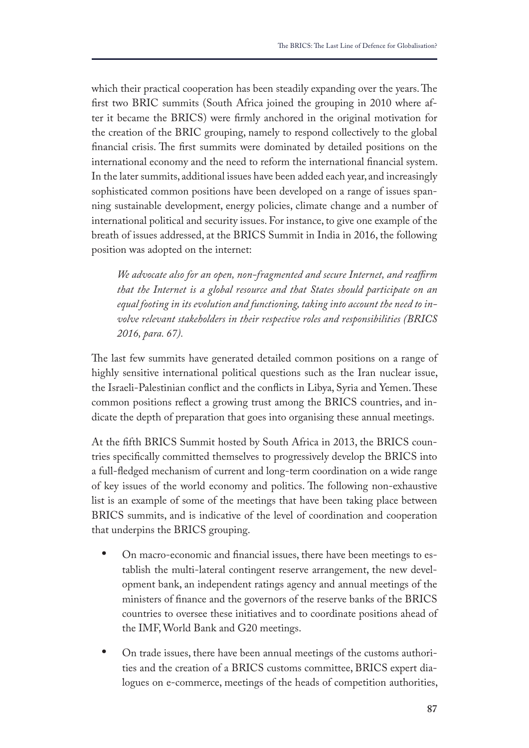which their practical cooperation has been steadily expanding over the years. The first two BRIC summits (South Africa joined the grouping in 2010 where after it became the BRICS) were firmly anchored in the original motivation for the creation of the BRIC grouping, namely to respond collectively to the global financial crisis. The first summits were dominated by detailed positions on the international economy and the need to reform the international financial system. In the later summits, additional issues have been added each year, and increasingly sophisticated common positions have been developed on a range of issues spanning sustainable development, energy policies, climate change and a number of international political and security issues. For instance, to give one example of the breath of issues addressed, at the BRICS Summit in India in 2016, the following position was adopted on the internet:

> *We advocate also for an open, non-fragmented and secure Internet, and reaffirm that the Internet is a global resource and that States should participate on an equal footing in its evolution and functioning, taking into account the need to involve relevant stakeholders in their respective roles and responsibilities (BRICS 2016, para. 67).*

The last few summits have generated detailed common positions on a range of highly sensitive international political questions such as the Iran nuclear issue, the Israeli-Palestinian conflict and the conflicts in Libya, Syria and Yemen. These common positions reflect a growing trust among the BRICS countries, and indicate the depth of preparation that goes into organising these annual meetings.

At the fifth BRICS Summit hosted by South Africa in 2013, the BRICS countries specifically committed themselves to progressively develop the BRICS into a full-fledged mechanism of current and long-term coordination on a wide range of key issues of the world economy and politics. The following non-exhaustive list is an example of some of the meetings that have been taking place between BRICS summits, and is indicative of the level of coordination and cooperation that underpins the BRICS grouping.

- On macro-economic and financial issues, there have been meetings to establish the multi-lateral contingent reserve arrangement, the new development bank, an independent ratings agency and annual meetings of the ministers of finance and the governors of the reserve banks of the BRICS countries to oversee these initiatives and to coordinate positions ahead of the IMF, World Bank and G20 meetings.
- On trade issues, there have been annual meetings of the customs authorities and the creation of a BRICS customs committee, BRICS expert dialogues on e-commerce, meetings of the heads of competition authorities,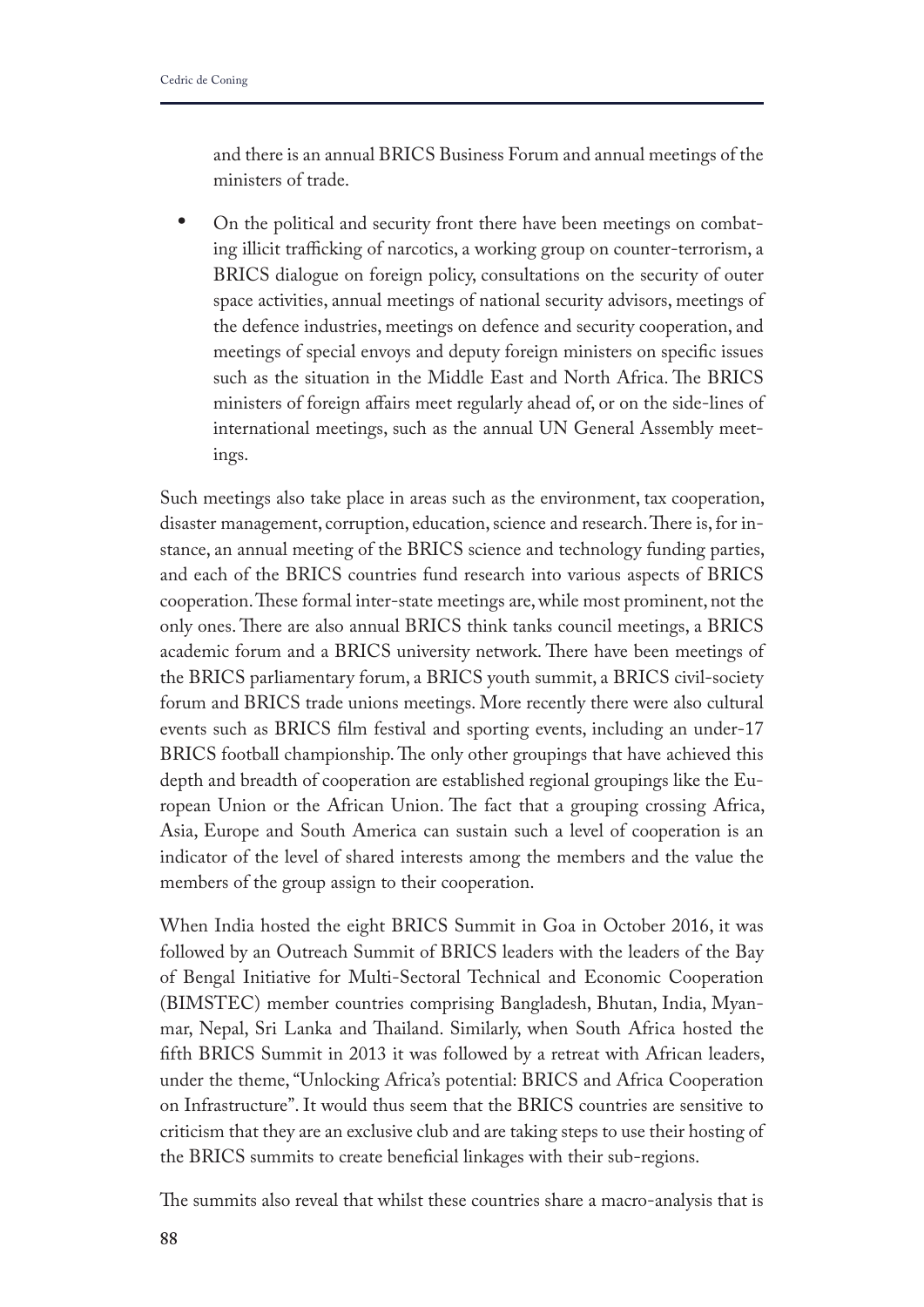and there is an annual BRICS Business Forum and annual meetings of the ministers of trade.

- On the political and security front there have been meetings on combating illicit trafficking of narcotics, a working group on counter-terrorism, a BRICS dialogue on foreign policy, consultations on the security of outer space activities, annual meetings of national security advisors, meetings of the defence industries, meetings on defence and security cooperation, and meetings of special envoys and deputy foreign ministers on specific issues such as the situation in the Middle East and North Africa. The BRICS ministers of foreign affairs meet regularly ahead of, or on the side-lines of international meetings, such as the annual UN General Assembly meetings.

Such meetings also take place in areas such as the environment, tax cooperation, disaster management, corruption, education, science and research. There is, for instance, an annual meeting of the BRICS science and technology funding parties, and each of the BRICS countries fund research into various aspects of BRICS cooperation. These formal inter-state meetings are, while most prominent, not the only ones. There are also annual BRICS think tanks council meetings, a BRICS academic forum and a BRICS university network. There have been meetings of the BRICS parliamentary forum, a BRICS youth summit, a BRICS civil-society forum and BRICS trade unions meetings. More recently there were also cultural events such as BRICS film festival and sporting events, including an under-17 BRICS football championship. The only other groupings that have achieved this depth and breadth of cooperation are established regional groupings like the European Union or the African Union. The fact that a grouping crossing Africa, Asia, Europe and South America can sustain such a level of cooperation is an indicator of the level of shared interests among the members and the value the members of the group assign to their cooperation.

When India hosted the eight BRICS Summit in Goa in October 2016, it was followed by an Outreach Summit of BRICS leaders with the leaders of the Bay of Bengal Initiative for Multi-Sectoral Technical and Economic Cooperation (BIMSTEC) member countries comprising Bangladesh, Bhutan, India, Myanmar, Nepal, Sri Lanka and Thailand. Similarly, when South Africa hosted the fifth BRICS Summit in 2013 it was followed by a retreat with African leaders, under the theme, "Unlocking Africa's potential: BRICS and Africa Cooperation on Infrastructure". It would thus seem that the BRICS countries are sensitive to criticism that they are an exclusive club and are taking steps to use their hosting of the BRICS summits to create beneficial linkages with their sub-regions.

The summits also reveal that whilst these countries share a macro-analysis that is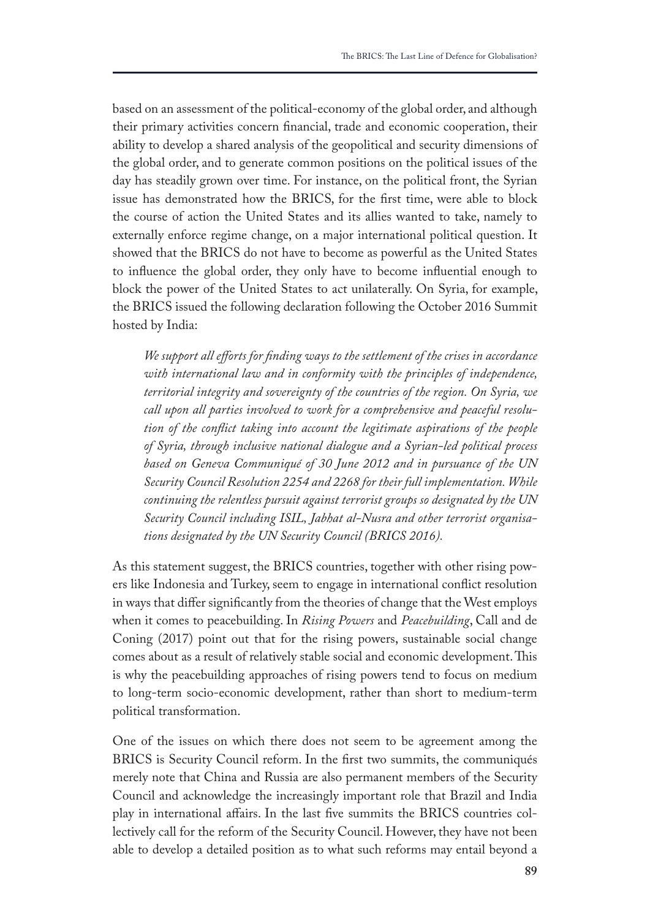based on an assessment of the political-economy of the global order, and although their primary activities concern financial, trade and economic cooperation, their ability to develop a shared analysis of the geopolitical and security dimensions of the global order, and to generate common positions on the political issues of the day has steadily grown over time. For instance, on the political front, the Syrian issue has demonstrated how the BRICS, for the first time, were able to block the course of action the United States and its allies wanted to take, namely to externally enforce regime change, on a major international political question. It showed that the BRICS do not have to become as powerful as the United States to influence the global order, they only have to become influential enough to block the power of the United States to act unilaterally. On Syria, for example, the BRICS issued the following declaration following the October 2016 Summit hosted by India:

> *We support all efforts for finding ways to the settlement of the crises in accordance with international law and in conformity with the principles of independence, territorial integrity and sovereignty of the countries of the region. On Syria, we call upon all parties involved to work for a comprehensive and peaceful resolution of the conflict taking into account the legitimate aspirations of the people of Syria, through inclusive national dialogue and a Syrian-led political process based on Geneva Communiqué of 30 June 2012 and in pursuance of the UN Security Council Resolution 2254 and 2268 for their full implementation. While continuing the relentless pursuit against terrorist groups so designated by the UN Security Council including ISIL, Jabhat al-Nusra and other terrorist organisations designated by the UN Security Council (BRICS 2016).*

As this statement suggest, the BRICS countries, together with other rising powers like Indonesia and Turkey, seem to engage in international conflict resolution in ways that differ significantly from the theories of change that the West employs when it comes to peacebuilding. In *Rising Powers* and *Peacebuilding*, Call and de Coning (2017) point out that for the rising powers, sustainable social change comes about as a result of relatively stable social and economic development. This is why the peacebuilding approaches of rising powers tend to focus on medium to long-term socio-economic development, rather than short to medium-term political transformation.

One of the issues on which there does not seem to be agreement among the BRICS is Security Council reform. In the first two summits, the communiqués merely note that China and Russia are also permanent members of the Security Council and acknowledge the increasingly important role that Brazil and India play in international affairs. In the last five summits the BRICS countries collectively call for the reform of the Security Council. However, they have not been able to develop a detailed position as to what such reforms may entail beyond a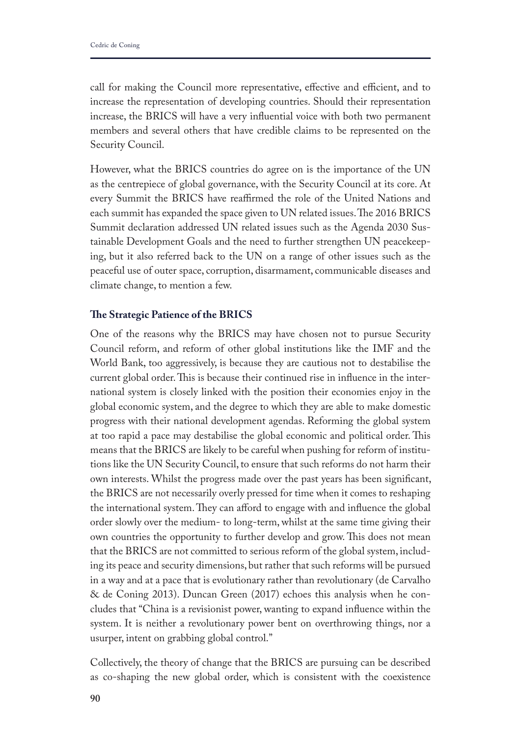call for making the Council more representative, effective and efficient, and to increase the representation of developing countries. Should their representation increase, the BRICS will have a very influential voice with both two permanent members and several others that have credible claims to be represented on the Security Council.

However, what the BRICS countries do agree on is the importance of the UN as the centrepiece of global governance, with the Security Council at its core. At every Summit the BRICS have reaffirmed the role of the United Nations and each summit has expanded the space given to UN related issues. The 2016 BRICS Summit declaration addressed UN related issues such as the Agenda 2030 Sustainable Development Goals and the need to further strengthen UN peacekeeping, but it also referred back to the UN on a range of other issues such as the peaceful use of outer space, corruption, disarmament, communicable diseases and climate change, to mention a few.

**The Strategic Patience of the BRICS**

One of the reasons why the BRICS may have chosen not to pursue Security Council reform, and reform of other global institutions like the IMF and the World Bank, too aggressively, is because they are cautious not to destabilise the current global order. This is because their continued rise in influence in the international system is closely linked with the position their economies enjoy in the global economic system, and the degree to which they are able to make domestic progress with their national development agendas. Reforming the global system at too rapid a pace may destabilise the global economic and political order. This means that the BRICS are likely to be careful when pushing for reform of institutions like the UN Security Council, to ensure that such reforms do not harm their own interests. Whilst the progress made over the past years has been significant, the BRICS are not necessarily overly pressed for time when it comes to reshaping the international system. They can afford to engage with and influence the global order slowly over the medium- to long-term, whilst at the same time giving their own countries the opportunity to further develop and grow. This does not mean that the BRICS are not committed to serious reform of the global system, including its peace and security dimensions, but rather that such reforms will be pursued in a way and at a pace that is evolutionary rather than revolutionary (de Carvalho & de Coning 2013). Duncan Green (2017) echoes this analysis when he concludes that "China is a revisionist power, wanting to expand influence within the system. It is neither a revolutionary power bent on overthrowing things, nor a usurper, intent on grabbing global control."

Collectively, the theory of change that the BRICS are pursuing can be described as co-shaping the new global order, which is consistent with the coexistence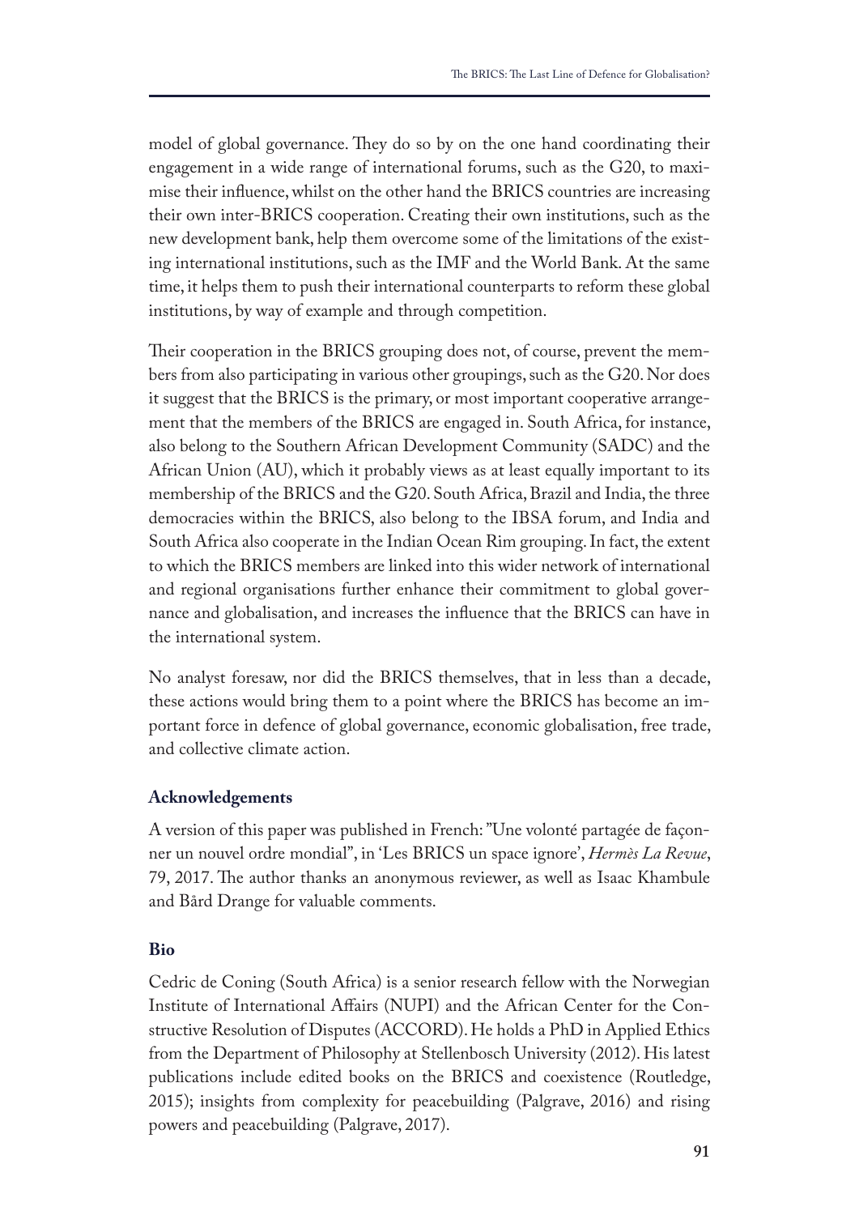model of global governance. They do so by on the one hand coordinating their engagement in a wide range of international forums, such as the G20, to maximise their influence, whilst on the other hand the BRICS countries are increasing their own inter-BRICS cooperation. Creating their own institutions, such as the new development bank, help them overcome some of the limitations of the existing international institutions, such as the IMF and the World Bank. At the same time, it helps them to push their international counterparts to reform these global institutions, by way of example and through competition.

Their cooperation in the BRICS grouping does not, of course, prevent the members from also participating in various other groupings, such as the G20. Nor does it suggest that the BRICS is the primary, or most important cooperative arrangement that the members of the BRICS are engaged in. South Africa, for instance, also belong to the Southern African Development Community (SADC) and the African Union (AU), which it probably views as at least equally important to its membership of the BRICS and the G20. South Africa, Brazil and India, the three democracies within the BRICS, also belong to the IBSA forum, and India and South Africa also cooperate in the Indian Ocean Rim grouping. In fact, the extent to which the BRICS members are linked into this wider network of international and regional organisations further enhance their commitment to global governance and globalisation, and increases the influence that the BRICS can have in the international system.

No analyst foresaw, nor did the BRICS themselves, that in less than a decade, these actions would bring them to a point where the BRICS has become an important force in defence of global governance, economic globalisation, free trade, and collective climate action.

### Acknowledgements

A version of this paper was published in French: "Une volonté partagée de façonner un nouvel ordre mondial", in 'Les BRICS un space ignore', *Hermès La Revue*, 79, 2017. The author thanks an anonymous reviewer, as well as Isaac Khambule and Bård Drange for valuable comments.

### Bio

Cedric de Coning (South Africa) is a senior research fellow with the Norwegian Institute of International Affairs (NUPI) and the African Center for the Constructive Resolution of Disputes (ACCORD). He holds a PhD in Applied Ethics from the Department of Philosophy at Stellenbosch University (2012). His latest publications include edited books on the BRICS and coexistence (Routledge, 2015); insights from complexity for peacebuilding (Palgrave, 2016) and rising powers and peacebuilding (Palgrave, 2017).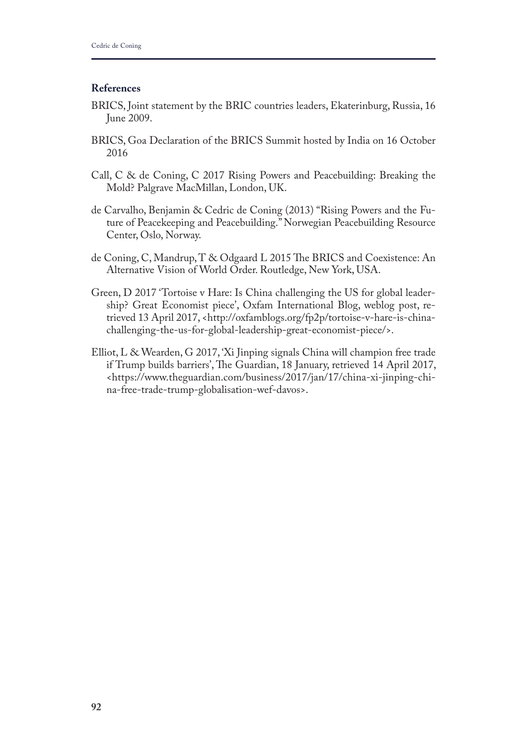**References**

BRICS, Joint statement by the BRIC countries leaders, Ekaterinburg, Russia, 16 June 2009.

BRICS, Goa Declaration of the BRICS Summit hosted by India on 16 October 2016

Call, C & de Coning, C 2017 Rising Powers and Peacebuilding: Breaking the Mold? Palgrave MacMillan, London, UK.

de Carvalho, Benjamin & Cedric de Coning (2013) "Rising Powers and the Future of Peacekeeping and Peacebuilding." Norwegian Peacebuilding Resource Center, Oslo, Norway.

de Coning, C, Mandrup, T & Odgaard L 2015 The BRICS and Coexistence: An Alternative Vision of World Order. Routledge, New York, USA.

Green, D 2017 'Tortoise v Hare: Is China challenging the US for global leadership? Great Economist piece', Oxfam International Blog, weblog post, retrieved 13 April 2017, <http://oxfamblogs.org/fp2p/tortoise-v-hare-is-china-challenging-the-us-for-global-leadership-great-economist-piece/>.

Elliot, L & Wearden, G 2017, 'Xi Jinping signals China will champion free trade if Trump builds barriers', The Guardian, 18 January, retrieved 14 April 2017, <https://www.theguardian.com/business/2017/jan/17/china-xi-jinping-china-free-trade-trump-globalisation-wef-davos>.